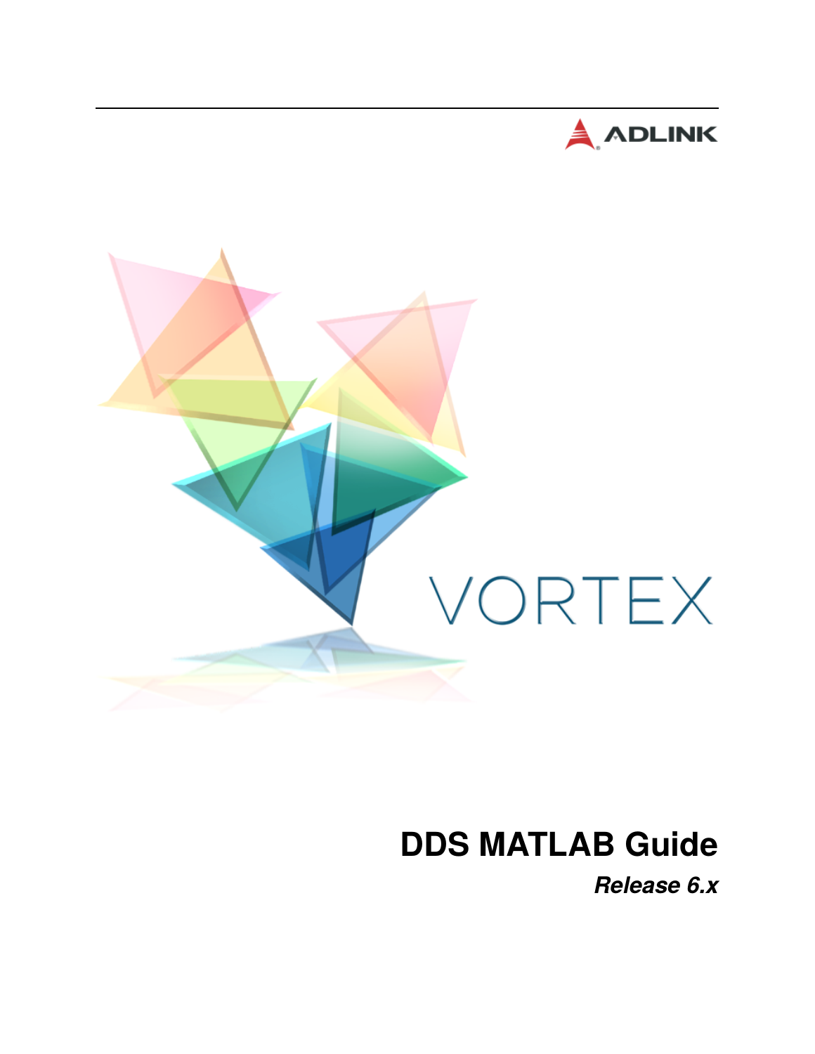ADLINK

VORTEX

# DDS MATLAB Guide

***Release 6.x***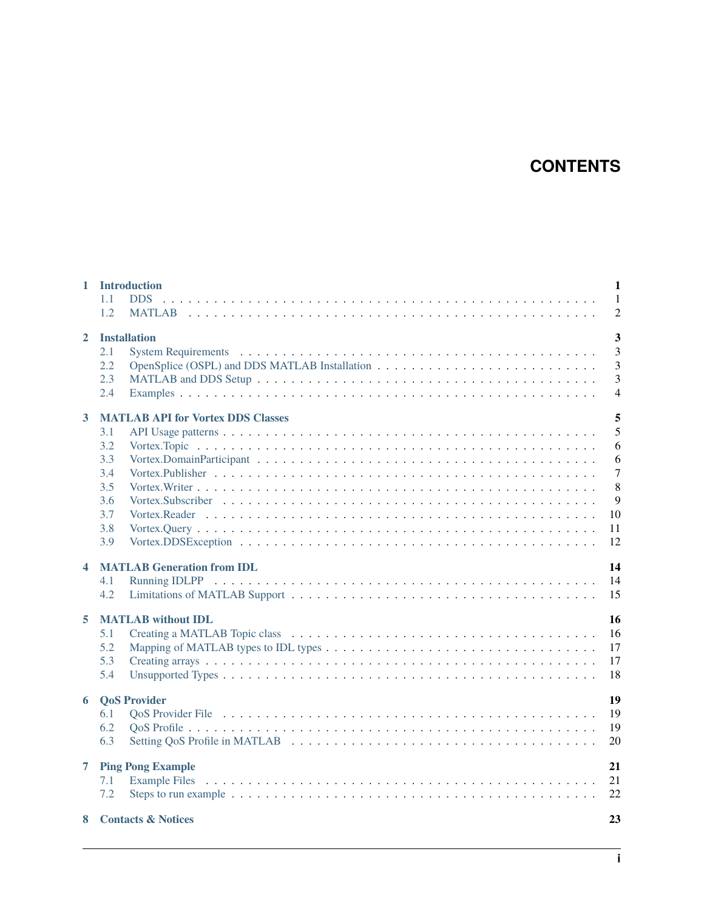# CONTENTS

- **1 Introduction** — 1
  - 1.1 DDS — 1
  - 1.2 MATLAB — 2
- **2 Installation** — 3
  - 2.1 System Requirements — 3
  - 2.2 OpenSplice (OSPL) and DDS MATLAB Installation — 3
  - 2.3 MATLAB and DDS Setup — 3
  - 2.4 Examples — 4
- **3 MATLAB API for Vortex DDS Classes** — 5
  - 3.1 API Usage patterns — 5
  - 3.2 Vortex.Topic — 6
  - 3.3 Vortex.DomainParticipant — 6
  - 3.4 Vortex.Publisher — 7
  - 3.5 Vortex.Writer — 8
  - 3.6 Vortex.Subscriber — 9
  - 3.7 Vortex.Reader — 10
  - 3.8 Vortex.Query — 11
  - 3.9 Vortex.DDSException — 12
- **4 MATLAB Generation from IDL** — 14
  - 4.1 Running IDLPP — 14
  - 4.2 Limitations of MATLAB Support — 15
- **5 MATLAB without IDL** — 16
  - 5.1 Creating a MATLAB Topic class — 16
  - 5.2 Mapping of MATLAB types to IDL types — 17
  - 5.3 Creating arrays — 17
  - 5.4 Unsupported Types — 18
- **6 QoS Provider** — 19
  - 6.1 QoS Provider File — 19
  - 6.2 QoS Profile — 19
  - 6.3 Setting QoS Profile in MATLAB — 20
- **7 Ping Pong Example** — 21
  - 7.1 Example Files — 21
  - 7.2 Steps to run example — 22
- **8 Contacts & Notices** — 23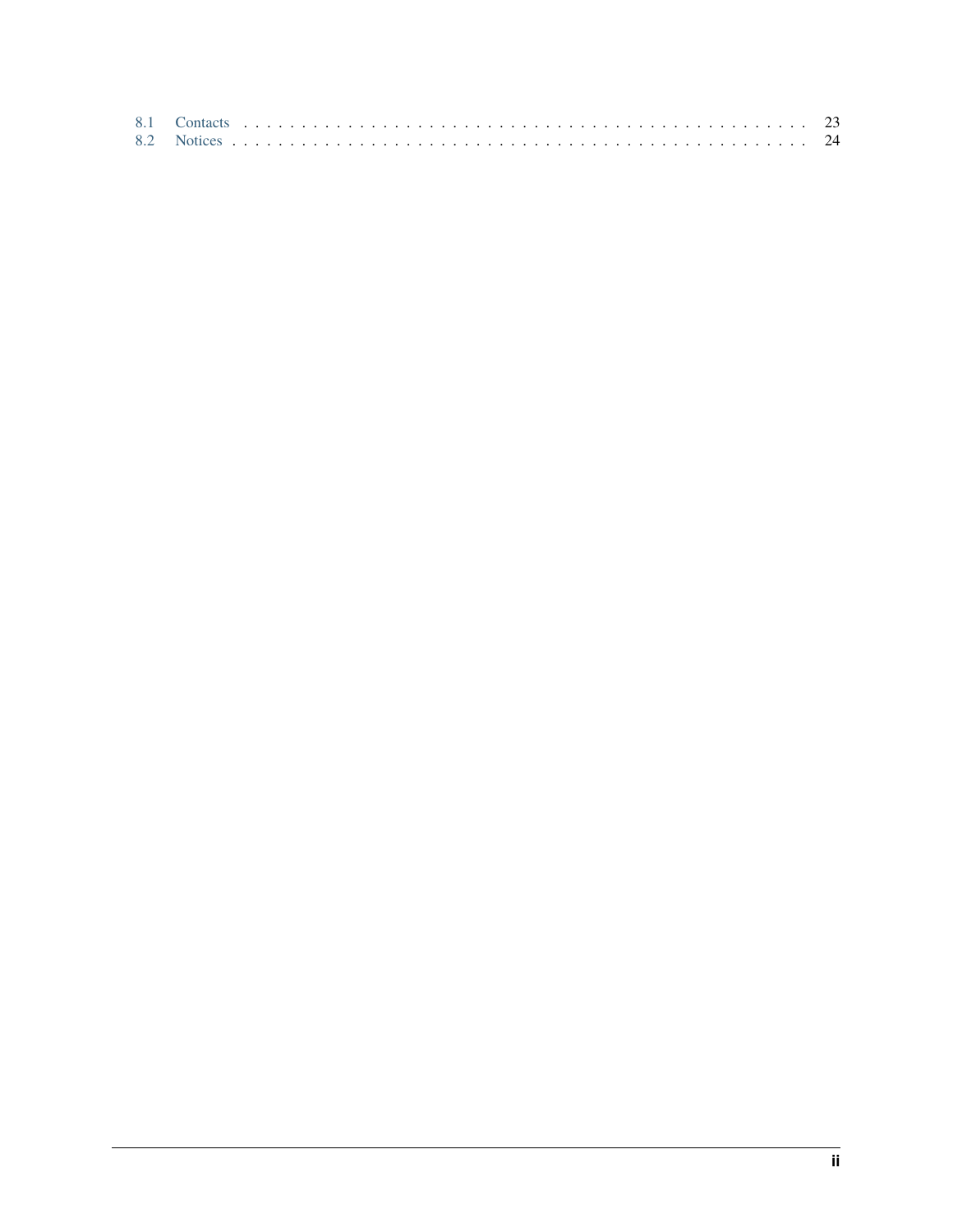8.1 Contacts . . . . . . . . . . . . . . . . . . . . . . . . . . . . . . . . . . . . . . . . . . . 23
8.2 Notices . . . . . . . . . . . . . . . . . . . . . . . . . . . . . . . . . . . . . . . . . . . 24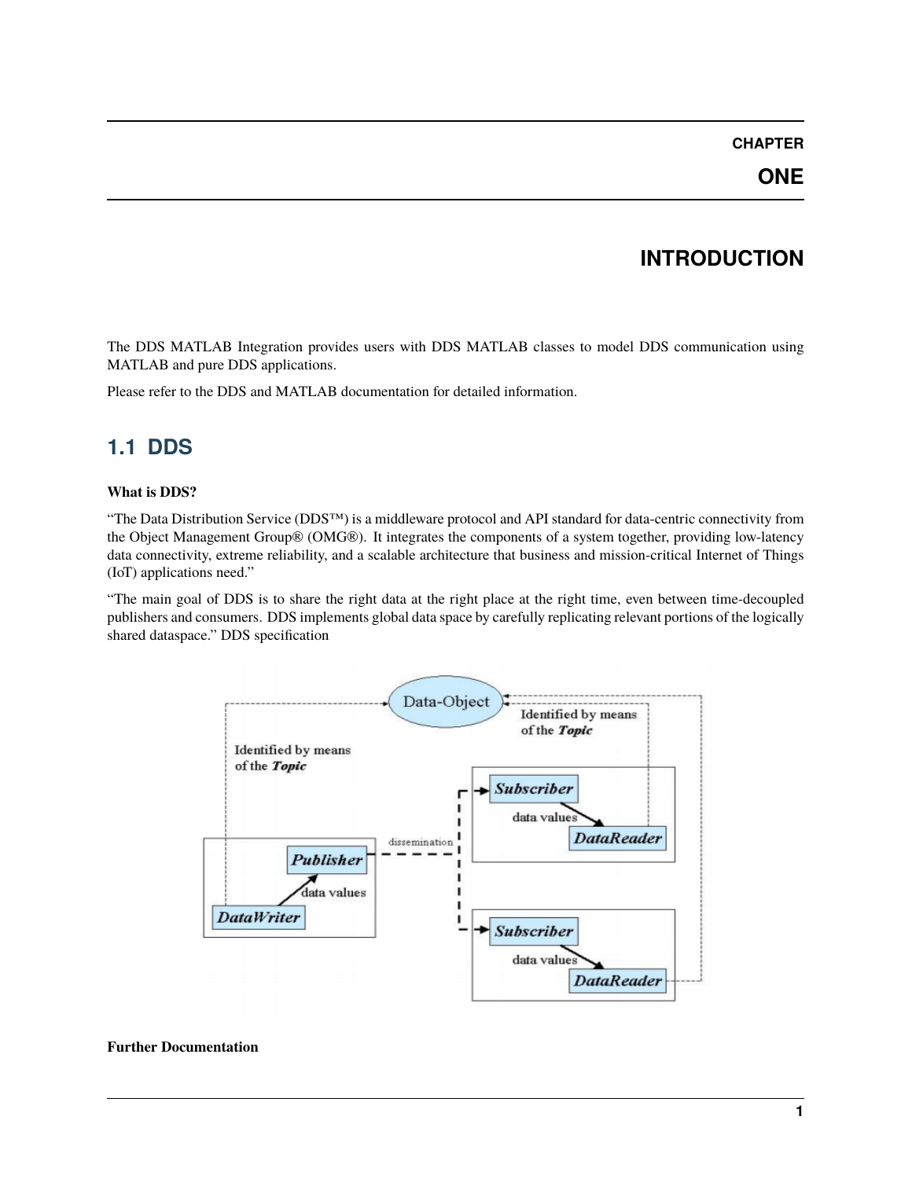# CHAPTER ONE

# INTRODUCTION

The DDS MATLAB Integration provides users with DDS MATLAB classes to model DDS communication using MATLAB and pure DDS applications.

Please refer to the DDS and MATLAB documentation for detailed information.

## 1.1 DDS

**What is DDS?**

"The Data Distribution Service (DDS™) is a middleware protocol and API standard for data-centric connectivity from the Object Management Group® (OMG®). It integrates the components of a system together, providing low-latency data connectivity, extreme reliability, and a scalable architecture that business and mission-critical Internet of Things (IoT) applications need."

"The main goal of DDS is to share the right data at the right place at the right time, even between time-decoupled publishers and consumers. DDS implements global data space by carefully replicating relevant portions of the logically shared dataspace." DDS specification

**Further Documentation**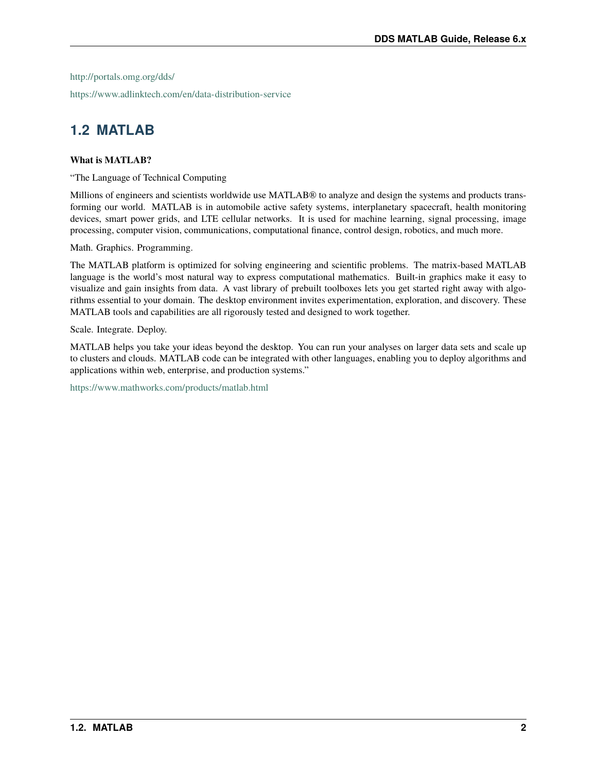http://portals.omg.org/dds/

https://www.adlinktech.com/en/data-distribution-service

## 1.2 MATLAB

**What is MATLAB?**

"The Language of Technical Computing

Millions of engineers and scientists worldwide use MATLAB® to analyze and design the systems and products transforming our world. MATLAB is in automobile active safety systems, interplanetary spacecraft, health monitoring devices, smart power grids, and LTE cellular networks. It is used for machine learning, signal processing, image processing, computer vision, communications, computational finance, control design, robotics, and much more.

Math. Graphics. Programming.

The MATLAB platform is optimized for solving engineering and scientific problems. The matrix-based MATLAB language is the world's most natural way to express computational mathematics. Built-in graphics make it easy to visualize and gain insights from data. A vast library of prebuilt toolboxes lets you get started right away with algorithms essential to your domain. The desktop environment invites experimentation, exploration, and discovery. These MATLAB tools and capabilities are all rigorously tested and designed to work together.

Scale. Integrate. Deploy.

MATLAB helps you take your ideas beyond the desktop. You can run your analyses on larger data sets and scale up to clusters and clouds. MATLAB code can be integrated with other languages, enabling you to deploy algorithms and applications within web, enterprise, and production systems."

https://www.mathworks.com/products/matlab.html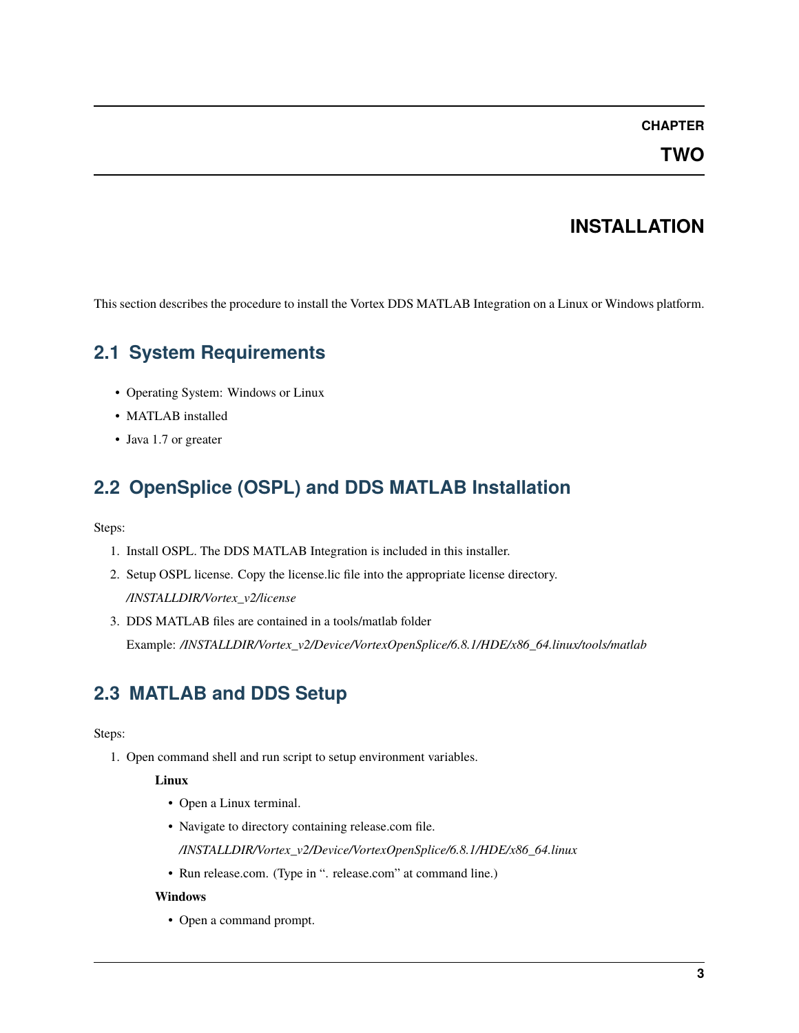# CHAPTER TWO

# INSTALLATION

This section describes the procedure to install the Vortex DDS MATLAB Integration on a Linux or Windows platform.

## 2.1 System Requirements

- Operating System: Windows or Linux
- MATLAB installed
- Java 1.7 or greater

## 2.2 OpenSplice (OSPL) and DDS MATLAB Installation

Steps:

1. Install OSPL. The DDS MATLAB Integration is included in this installer.
2. Setup OSPL license. Copy the license.lic file into the appropriate license directory.

   */INSTALLDIR/Vortex_v2/license*

3. DDS MATLAB files are contained in a tools/matlab folder

   Example: */INSTALLDIR/Vortex_v2/Device/VortexOpenSplice/6.8.1/HDE/x86_64.linux/tools/matlab*

## 2.3 MATLAB and DDS Setup

Steps:

1. Open command shell and run script to setup environment variables.

   **Linux**

   - Open a Linux terminal.
   - Navigate to directory containing release.com file.

     */INSTALLDIR/Vortex_v2/Device/VortexOpenSplice/6.8.1/HDE/x86_64.linux*

   - Run release.com. (Type in ". release.com" at command line.)

   **Windows**

   - Open a command prompt.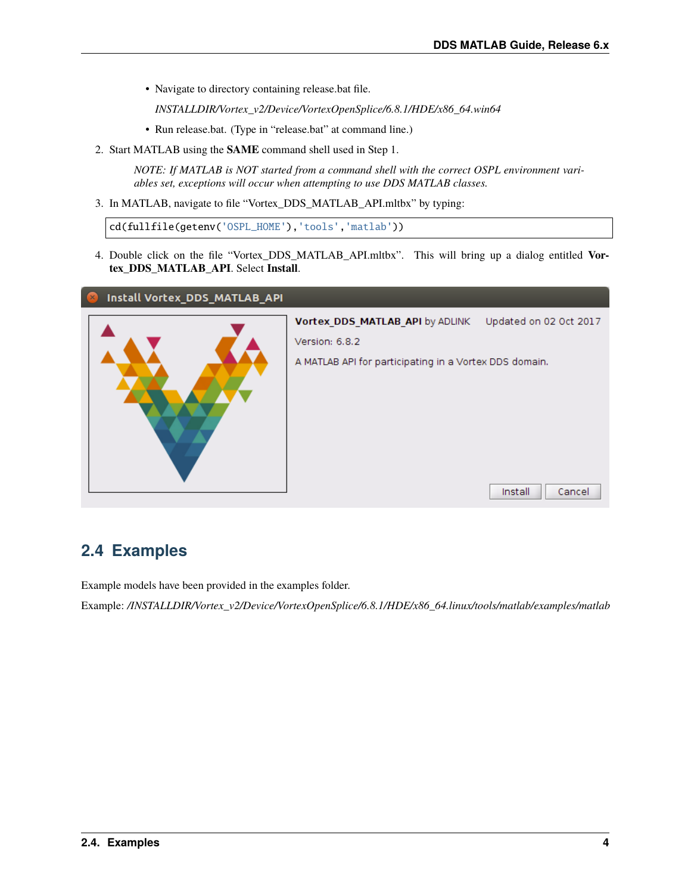- Navigate to directory containing release.bat file.

  *INSTALLDIR/Vortex_v2/Device/VortexOpenSplice/6.8.1/HDE/x86_64.win64*

- Run release.bat. (Type in "release.bat" at command line.)

2. Start MATLAB using the **SAME** command shell used in Step 1.

   *NOTE: If MATLAB is NOT started from a command shell with the correct OSPL environment variables set, exceptions will occur when attempting to use DDS MATLAB classes.*

3. In MATLAB, navigate to file "Vortex_DDS_MATLAB_API.mltbx" by typing:

```
cd(fullfile(getenv('OSPL_HOME'),'tools','matlab'))
```

4. Double click on the file "Vortex_DDS_MATLAB_API.mltbx". This will bring up a dialog entitled **Vortex_DDS_MATLAB_API**. Select **Install**.

## 2.4 Examples

Example models have been provided in the examples folder.

Example: */INSTALLDIR/Vortex_v2/Device/VortexOpenSplice/6.8.1/HDE/x86_64.linux/tools/matlab/examples/matlab*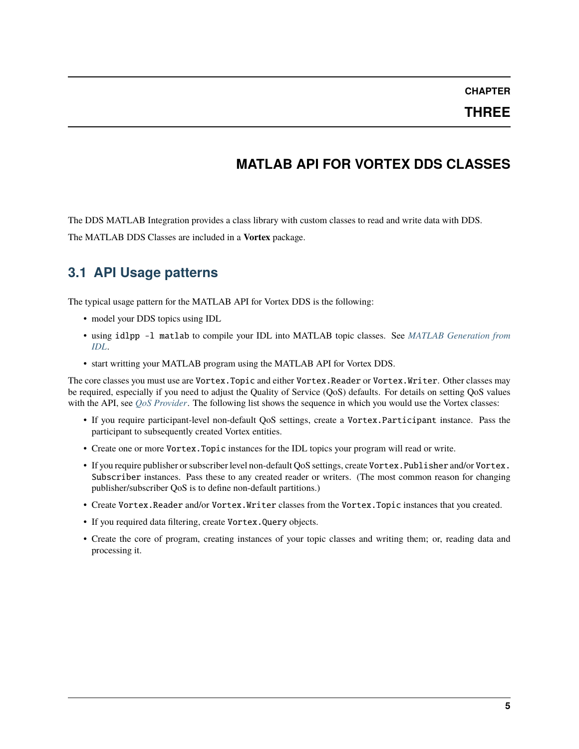# CHAPTER THREE

# MATLAB API FOR VORTEX DDS CLASSES

The DDS MATLAB Integration provides a class library with custom classes to read and write data with DDS.

The MATLAB DDS Classes are included in a **Vortex** package.

## 3.1 API Usage patterns

The typical usage pattern for the MATLAB API for Vortex DDS is the following:

- model your DDS topics using IDL
- using `idlpp -l matlab` to compile your IDL into MATLAB topic classes. See *MATLAB Generation from IDL*.
- start writting your MATLAB program using the MATLAB API for Vortex DDS.

The core classes you must use are `Vortex.Topic` and either `Vortex.Reader` or `Vortex.Writer`. Other classes may be required, especially if you need to adjust the Quality of Service (QoS) defaults. For details on setting QoS values with the API, see *QoS Provider*. The following list shows the sequence in which you would use the Vortex classes:

- If you require participant-level non-default QoS settings, create a `Vortex.Participant` instance. Pass the participant to subsequently created Vortex entities.
- Create one or more `Vortex.Topic` instances for the IDL topics your program will read or write.
- If you require publisher or subscriber level non-default QoS settings, create `Vortex.Publisher` and/or `Vortex.Subscriber` instances. Pass these to any created reader or writers. (The most common reason for changing publisher/subscriber QoS is to define non-default partitions.)
- Create `Vortex.Reader` and/or `Vortex.Writer` classes from the `Vortex.Topic` instances that you created.
- If you required data filtering, create `Vortex.Query` objects.
- Create the core of program, creating instances of your topic classes and writing them; or, reading data and processing it.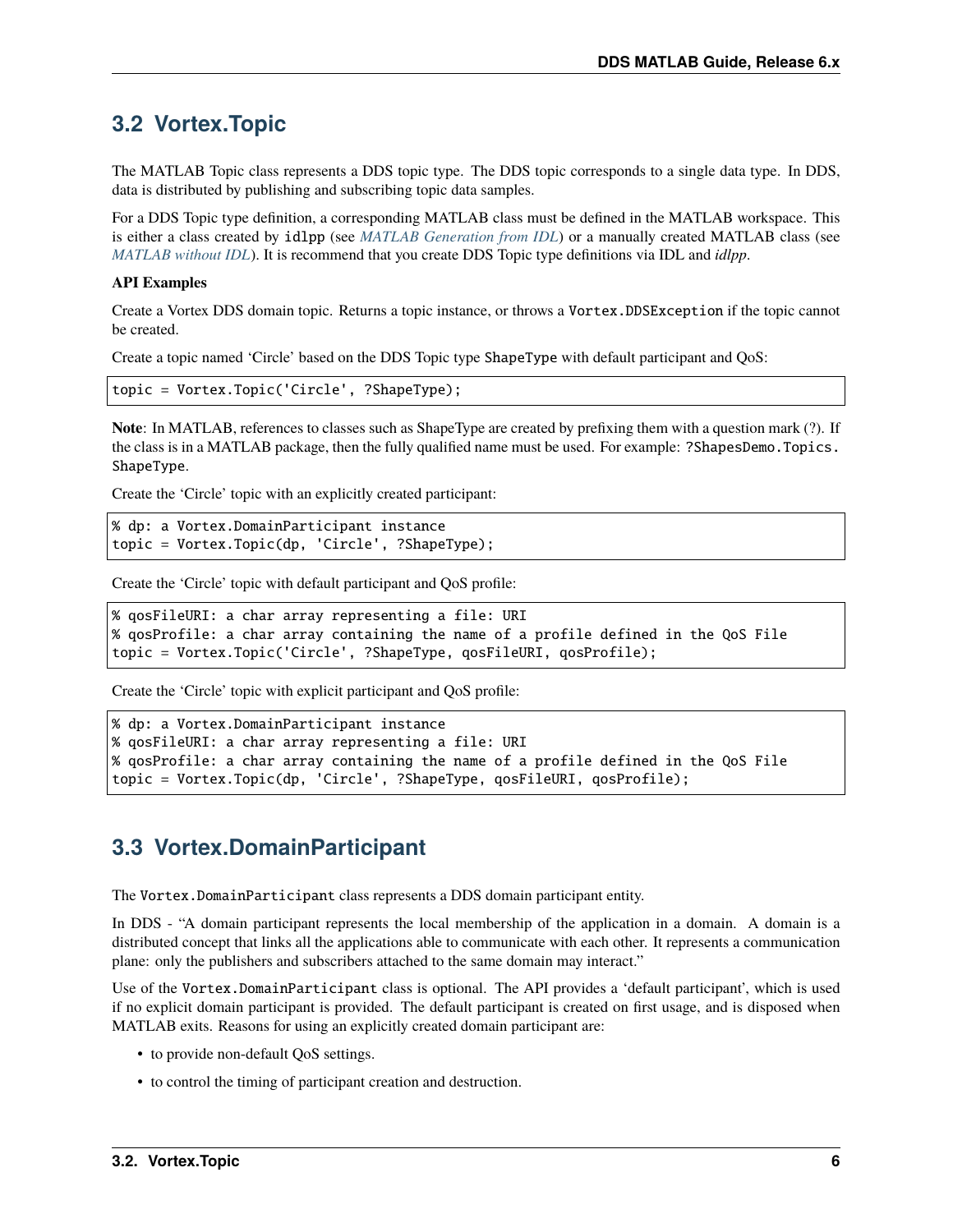## 3.2 Vortex.Topic

The MATLAB Topic class represents a DDS topic type. The DDS topic corresponds to a single data type. In DDS, data is distributed by publishing and subscribing topic data samples.

For a DDS Topic type definition, a corresponding MATLAB class must be defined in the MATLAB workspace. This is either a class created by `idlpp` (see *MATLAB Generation from IDL*) or a manually created MATLAB class (see *MATLAB without IDL*). It is recommend that you create DDS Topic type definitions via IDL and *idlpp*.

**API Examples**

Create a Vortex DDS domain topic. Returns a topic instance, or throws a `Vortex.DDSException` if the topic cannot be created.

Create a topic named 'Circle' based on the DDS Topic type `ShapeType` with default participant and QoS:

```
topic = Vortex.Topic('Circle', ?ShapeType);
```

**Note**: In MATLAB, references to classes such as ShapeType are created by prefixing them with a question mark (?). If the class is in a MATLAB package, then the fully qualified name must be used. For example: `?ShapesDemo.Topics.ShapeType`.

Create the 'Circle' topic with an explicitly created participant:

```
% dp: a Vortex.DomainParticipant instance
topic = Vortex.Topic(dp, 'Circle', ?ShapeType);
```

Create the 'Circle' topic with default participant and QoS profile:

```
% qosFileURI: a char array representing a file: URI
% qosProfile: a char array containing the name of a profile defined in the QoS File
topic = Vortex.Topic('Circle', ?ShapeType, qosFileURI, qosProfile);
```

Create the 'Circle' topic with explicit participant and QoS profile:

```
% dp: a Vortex.DomainParticipant instance
% qosFileURI: a char array representing a file: URI
% qosProfile: a char array containing the name of a profile defined in the QoS File
topic = Vortex.Topic(dp, 'Circle', ?ShapeType, qosFileURI, qosProfile);
```

## 3.3 Vortex.DomainParticipant

The `Vortex.DomainParticipant` class represents a DDS domain participant entity.

In DDS - "A domain participant represents the local membership of the application in a domain. A domain is a distributed concept that links all the applications able to communicate with each other. It represents a communication plane: only the publishers and subscribers attached to the same domain may interact."

Use of the `Vortex.DomainParticipant` class is optional. The API provides a 'default participant', which is used if no explicit domain participant is provided. The default participant is created on first usage, and is disposed when MATLAB exits. Reasons for using an explicitly created domain participant are:

- to provide non-default QoS settings.
- to control the timing of participant creation and destruction.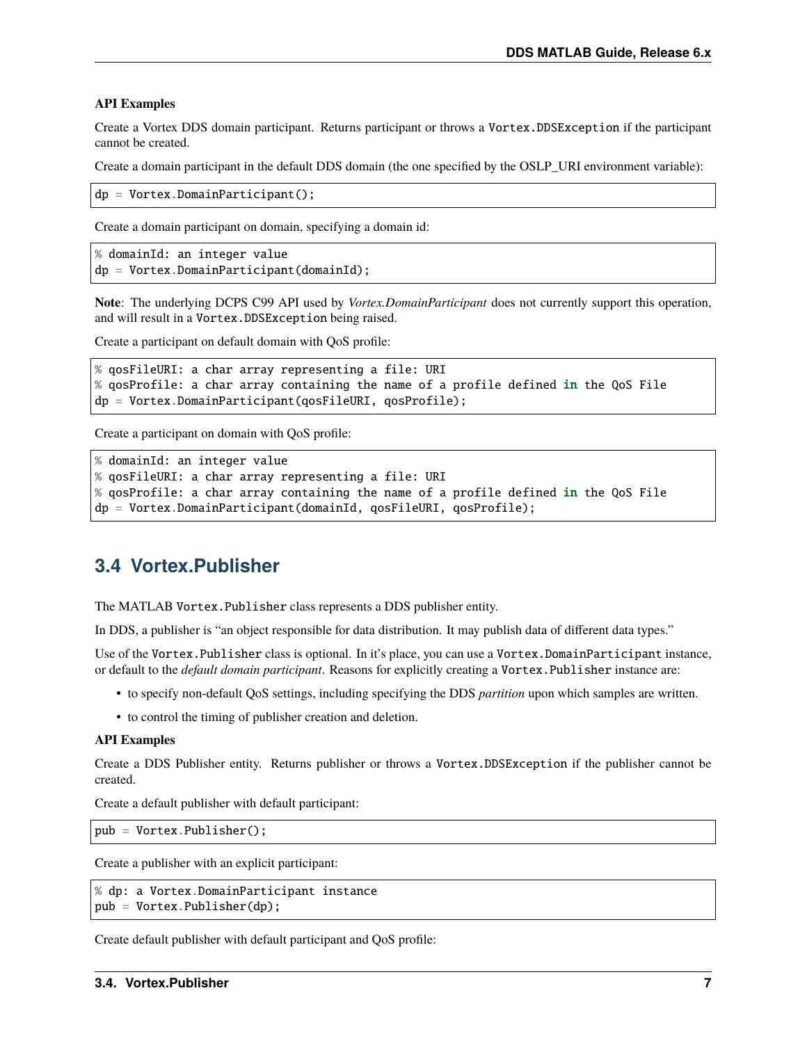**API Examples**

Create a Vortex DDS domain participant. Returns participant or throws a `Vortex.DDSException` if the participant cannot be created.

Create a domain participant in the default DDS domain (the one specified by the OSLP_URI environment variable):

```
dp = Vortex.DomainParticipant();
```

Create a domain participant on domain, specifying a domain id:

```
% domainId: an integer value
dp = Vortex.DomainParticipant(domainId);
```

**Note**: The underlying DCPS C99 API used by *Vortex.DomainParticipant* does not currently support this operation, and will result in a `Vortex.DDSException` being raised.

Create a participant on default domain with QoS profile:

```
% qosFileURI: a char array representing a file: URI
% qosProfile: a char array containing the name of a profile defined in the QoS File
dp = Vortex.DomainParticipant(qosFileURI, qosProfile);
```

Create a participant on domain with QoS profile:

```
% domainId: an integer value
% qosFileURI: a char array representing a file: URI
% qosProfile: a char array containing the name of a profile defined in the QoS File
dp = Vortex.DomainParticipant(domainId, qosFileURI, qosProfile);
```

## 3.4 Vortex.Publisher

The MATLAB `Vortex.Publisher` class represents a DDS publisher entity.

In DDS, a publisher is "an object responsible for data distribution. It may publish data of different data types."

Use of the `Vortex.Publisher` class is optional. In it's place, you can use a `Vortex.DomainParticipant` instance, or default to the *default domain participant*. Reasons for explicitly creating a `Vortex.Publisher` instance are:

- to specify non-default QoS settings, including specifying the DDS *partition* upon which samples are written.
- to control the timing of publisher creation and deletion.

**API Examples**

Create a DDS Publisher entity. Returns publisher or throws a `Vortex.DDSException` if the publisher cannot be created.

Create a default publisher with default participant:

```
pub = Vortex.Publisher();
```

Create a publisher with an explicit participant:

```
% dp: a Vortex.DomainParticipant instance
pub = Vortex.Publisher(dp);
```

Create default publisher with default participant and QoS profile: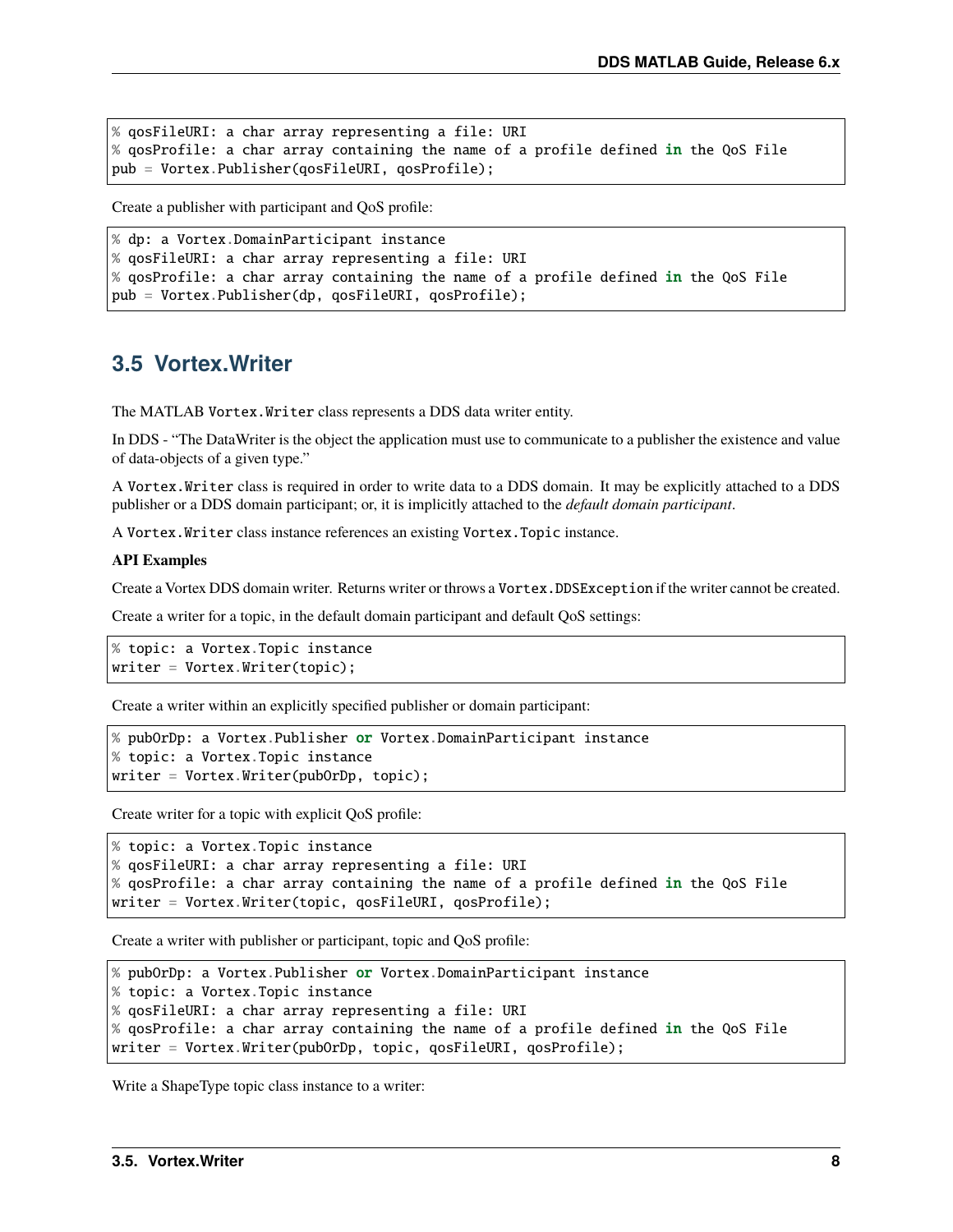```
% qosFileURI: a char array representing a file: URI
% qosProfile: a char array containing the name of a profile defined in the QoS File
pub = Vortex.Publisher(qosFileURI, qosProfile);
```

Create a publisher with participant and QoS profile:

```
% dp: a Vortex.DomainParticipant instance
% qosFileURI: a char array representing a file: URI
% qosProfile: a char array containing the name of a profile defined in the QoS File
pub = Vortex.Publisher(dp, qosFileURI, qosProfile);
```

## 3.5 Vortex.Writer

The MATLAB `Vortex.Writer` class represents a DDS data writer entity.

In DDS - "The DataWriter is the object the application must use to communicate to a publisher the existence and value of data-objects of a given type."

A `Vortex.Writer` class is required in order to write data to a DDS domain. It may be explicitly attached to a DDS publisher or a DDS domain participant; or, it is implicitly attached to the *default domain participant*.

A `Vortex.Writer` class instance references an existing `Vortex.Topic` instance.

**API Examples**

Create a Vortex DDS domain writer. Returns writer or throws a `Vortex.DDSException` if the writer cannot be created.

Create a writer for a topic, in the default domain participant and default QoS settings:

```
% topic: a Vortex.Topic instance
writer = Vortex.Writer(topic);
```

Create a writer within an explicitly specified publisher or domain participant:

```
% pubOrDp: a Vortex.Publisher or Vortex.DomainParticipant instance
% topic: a Vortex.Topic instance
writer = Vortex.Writer(pubOrDp, topic);
```

Create writer for a topic with explicit QoS profile:

```
% topic: a Vortex.Topic instance
% qosFileURI: a char array representing a file: URI
% qosProfile: a char array containing the name of a profile defined in the QoS File
writer = Vortex.Writer(topic, qosFileURI, qosProfile);
```

Create a writer with publisher or participant, topic and QoS profile:

```
% pubOrDp: a Vortex.Publisher or Vortex.DomainParticipant instance
% topic: a Vortex.Topic instance
% qosFileURI: a char array representing a file: URI
% qosProfile: a char array containing the name of a profile defined in the QoS File
writer = Vortex.Writer(pubOrDp, topic, qosFileURI, qosProfile);
```

Write a ShapeType topic class instance to a writer: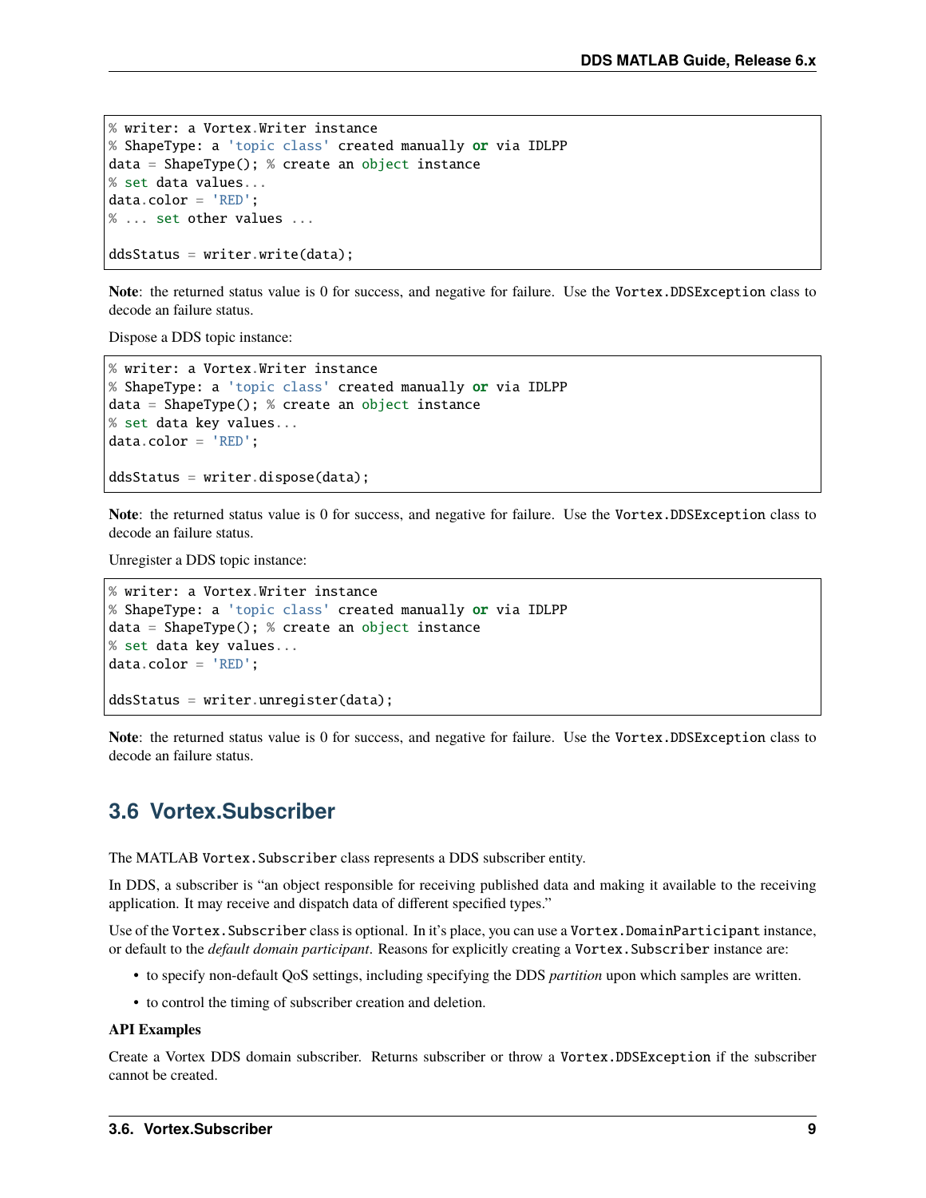```
% writer: a Vortex.Writer instance
% ShapeType: a 'topic class' created manually or via IDLPP
data = ShapeType(); % create an object instance
% set data values...
data.color = 'RED';
% ... set other values ...

ddsStatus = writer.write(data);
```

**Note**: the returned status value is 0 for success, and negative for failure. Use the `Vortex.DDSException` class to decode an failure status.

Dispose a DDS topic instance:

```
% writer: a Vortex.Writer instance
% ShapeType: a 'topic class' created manually or via IDLPP
data = ShapeType(); % create an object instance
% set data key values...
data.color = 'RED';

ddsStatus = writer.dispose(data);
```

**Note**: the returned status value is 0 for success, and negative for failure. Use the `Vortex.DDSException` class to decode an failure status.

Unregister a DDS topic instance:

```
% writer: a Vortex.Writer instance
% ShapeType: a 'topic class' created manually or via IDLPP
data = ShapeType(); % create an object instance
% set data key values...
data.color = 'RED';

ddsStatus = writer.unregister(data);
```

**Note**: the returned status value is 0 for success, and negative for failure. Use the `Vortex.DDSException` class to decode an failure status.

## 3.6 Vortex.Subscriber

The MATLAB `Vortex.Subscriber` class represents a DDS subscriber entity.

In DDS, a subscriber is "an object responsible for receiving published data and making it available to the receiving application. It may receive and dispatch data of different specified types."

Use of the `Vortex.Subscriber` class is optional. In it's place, you can use a `Vortex.DomainParticipant` instance, or default to the *default domain participant*. Reasons for explicitly creating a `Vortex.Subscriber` instance are:

- to specify non-default QoS settings, including specifying the DDS *partition* upon which samples are written.
- to control the timing of subscriber creation and deletion.

**API Examples**

Create a Vortex DDS domain subscriber. Returns subscriber or throw a `Vortex.DDSException` if the subscriber cannot be created.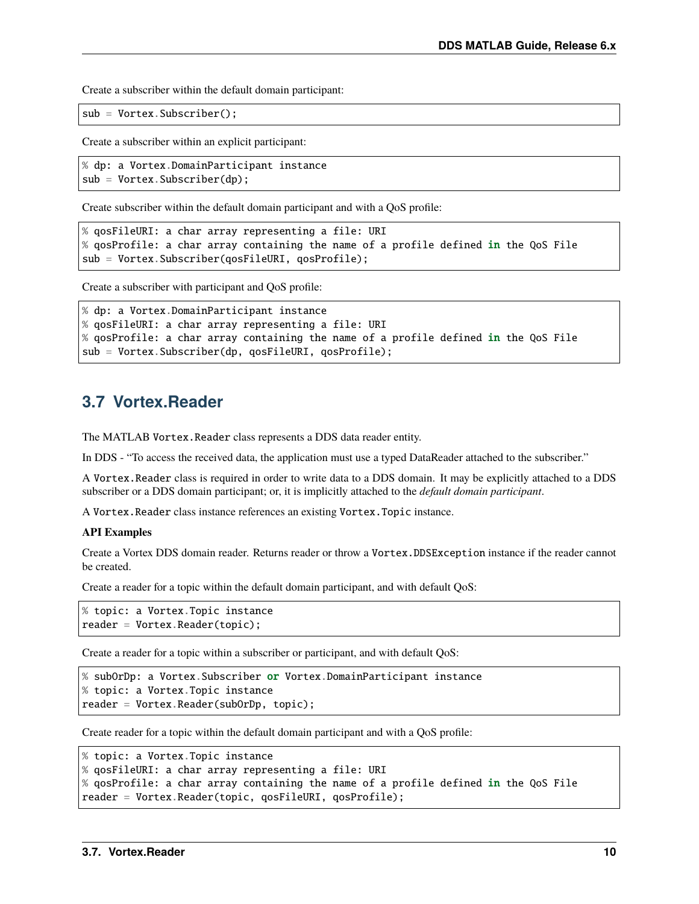Create a subscriber within the default domain participant:

```
sub = Vortex.Subscriber();
```

Create a subscriber within an explicit participant:

```
% dp: a Vortex.DomainParticipant instance
sub = Vortex.Subscriber(dp);
```

Create subscriber within the default domain participant and with a QoS profile:

```
% qosFileURI: a char array representing a file: URI
% qosProfile: a char array containing the name of a profile defined in the QoS File
sub = Vortex.Subscriber(qosFileURI, qosProfile);
```

Create a subscriber with participant and QoS profile:

```
% dp: a Vortex.DomainParticipant instance
% qosFileURI: a char array representing a file: URI
% qosProfile: a char array containing the name of a profile defined in the QoS File
sub = Vortex.Subscriber(dp, qosFileURI, qosProfile);
```

## 3.7 Vortex.Reader

The MATLAB `Vortex.Reader` class represents a DDS data reader entity.

In DDS - "To access the received data, the application must use a typed DataReader attached to the subscriber."

A `Vortex.Reader` class is required in order to write data to a DDS domain. It may be explicitly attached to a DDS subscriber or a DDS domain participant; or, it is implicitly attached to the *default domain participant*.

A `Vortex.Reader` class instance references an existing `Vortex.Topic` instance.

**API Examples**

Create a Vortex DDS domain reader. Returns reader or throw a `Vortex.DDSException` instance if the reader cannot be created.

Create a reader for a topic within the default domain participant, and with default QoS:

```
% topic: a Vortex.Topic instance
reader = Vortex.Reader(topic);
```

Create a reader for a topic within a subscriber or participant, and with default QoS:

```
% subOrDp: a Vortex.Subscriber or Vortex.DomainParticipant instance
% topic: a Vortex.Topic instance
reader = Vortex.Reader(subOrDp, topic);
```

Create reader for a topic within the default domain participant and with a QoS profile:

```
% topic: a Vortex.Topic instance
% qosFileURI: a char array representing a file: URI
% qosProfile: a char array containing the name of a profile defined in the QoS File
reader = Vortex.Reader(topic, qosFileURI, qosProfile);
```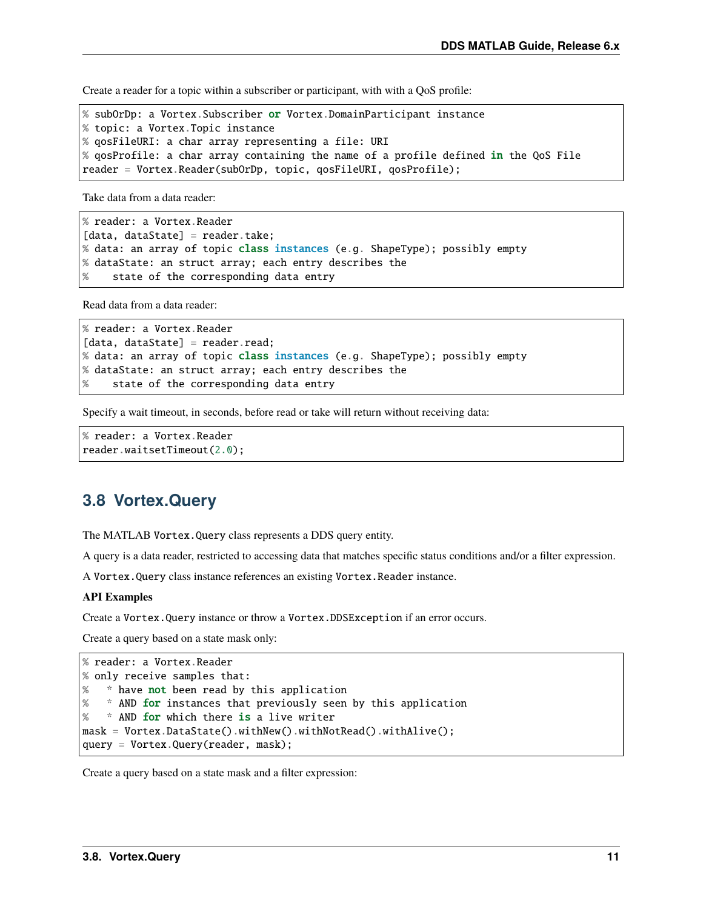Create a reader for a topic within a subscriber or participant, with with a QoS profile:

```
% subOrDp: a Vortex.Subscriber or Vortex.DomainParticipant instance
% topic: a Vortex.Topic instance
% qosFileURI: a char array representing a file: URI
% qosProfile: a char array containing the name of a profile defined in the QoS File
reader = Vortex.Reader(subOrDp, topic, qosFileURI, qosProfile);
```

Take data from a data reader:

```
% reader: a Vortex.Reader
[data, dataState] = reader.take;
% data: an array of topic class instances (e.g. ShapeType); possibly empty
% dataState: an struct array; each entry describes the
%    state of the corresponding data entry
```

Read data from a data reader:

```
% reader: a Vortex.Reader
[data, dataState] = reader.read;
% data: an array of topic class instances (e.g. ShapeType); possibly empty
% dataState: an struct array; each entry describes the
%    state of the corresponding data entry
```

Specify a wait timeout, in seconds, before read or take will return without receiving data:

```
% reader: a Vortex.Reader
reader.waitsetTimeout(2.0);
```

## 3.8 Vortex.Query

The MATLAB `Vortex.Query` class represents a DDS query entity.

A query is a data reader, restricted to accessing data that matches specific status conditions and/or a filter expression.

A `Vortex.Query` class instance references an existing `Vortex.Reader` instance.

**API Examples**

Create a `Vortex.Query` instance or throw a `Vortex.DDSException` if an error occurs.

Create a query based on a state mask only:

```
% reader: a Vortex.Reader
% only receive samples that:
%   * have not been read by this application
%   * AND for instances that previously seen by this application
%   * AND for which there is a live writer
mask = Vortex.DataState().withNew().withNotRead().withAlive();
query = Vortex.Query(reader, mask);
```

Create a query based on a state mask and a filter expression: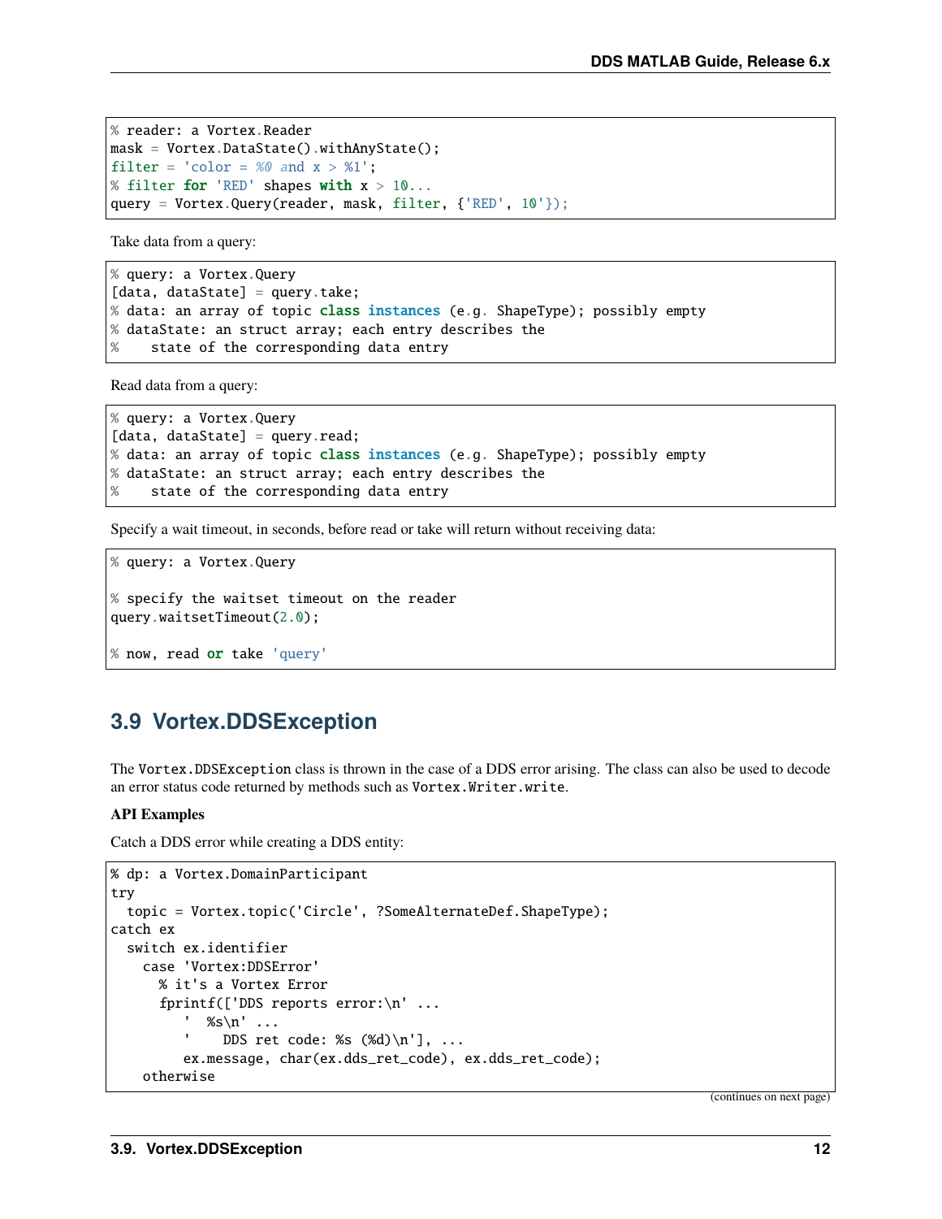```
% reader: a Vortex.Reader
mask = Vortex.DataState().withAnyState();
filter = 'color = %0 and x > %1';
% filter for 'RED' shapes with x > 10...
query = Vortex.Query(reader, mask, filter, {'RED', 10'});
```

Take data from a query:

```
% query: a Vortex.Query
[data, dataState] = query.take;
% data: an array of topic class instances (e.g. ShapeType); possibly empty
% dataState: an struct array; each entry describes the
%    state of the corresponding data entry
```

Read data from a query:

```
% query: a Vortex.Query
[data, dataState] = query.read;
% data: an array of topic class instances (e.g. ShapeType); possibly empty
% dataState: an struct array; each entry describes the
%    state of the corresponding data entry
```

Specify a wait timeout, in seconds, before read or take will return without receiving data:

```
% query: a Vortex.Query

% specify the waitset timeout on the reader
query.waitsetTimeout(2.0);

% now, read or take 'query'
```

## 3.9 Vortex.DDSException

The `Vortex.DDSException` class is thrown in the case of a DDS error arising. The class can also be used to decode an error status code returned by methods such as `Vortex.Writer.write`.

**API Examples**

Catch a DDS error while creating a DDS entity:

```
% dp: a Vortex.DomainParticipant
try
  topic = Vortex.topic('Circle', ?SomeAlternateDef.ShapeType);
catch ex
  switch ex.identifier
    case 'Vortex:DDSError'
      % it's a Vortex Error
      fprintf(['DDS reports error:\n' ...
        '  %s\n' ...
        '    DDS ret code: %s (%d)\n'], ...
        ex.message, char(ex.dds_ret_code), ex.dds_ret_code);
    otherwise
```

(continues on next page)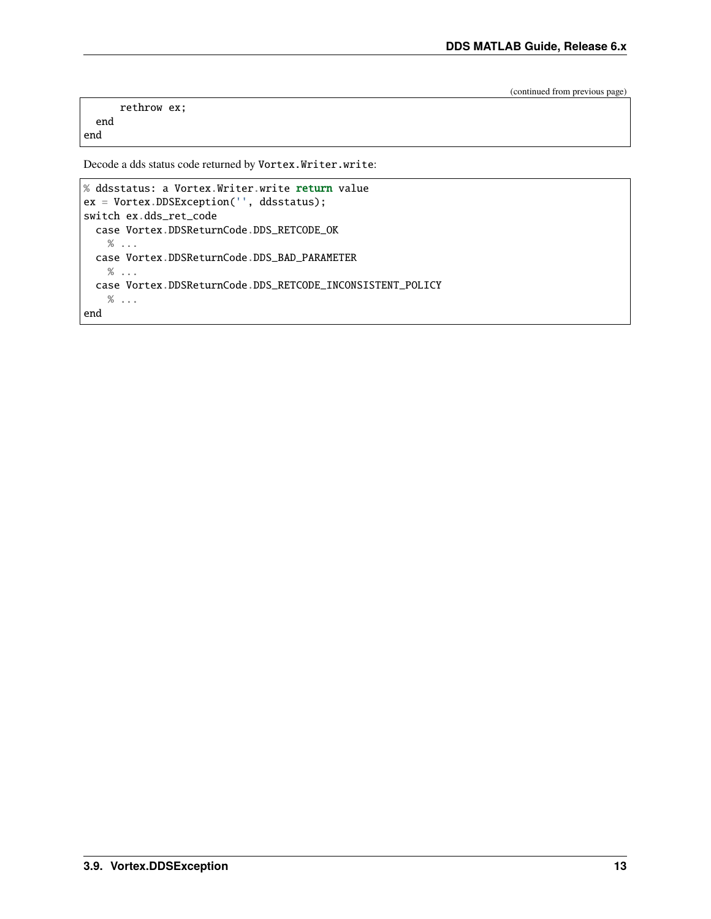(continued from previous page)

```
      rethrow ex;
   end
end
```

Decode a dds status code returned by `Vortex.Writer.write`:

```
% ddsstatus: a Vortex.Writer.write return value
ex = Vortex.DDSException('', ddsstatus);
switch ex.dds_ret_code
  case Vortex.DDSReturnCode.DDS_RETCODE_OK
    % ...
  case Vortex.DDSReturnCode.DDS_BAD_PARAMETER
    % ...
  case Vortex.DDSReturnCode.DDS_RETCODE_INCONSISTENT_POLICY
    % ...
end
```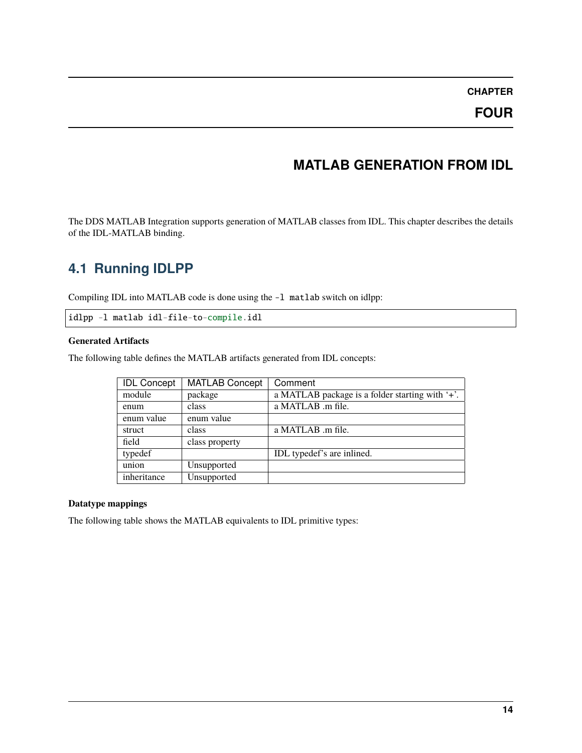# CHAPTER FOUR

# MATLAB GENERATION FROM IDL

The DDS MATLAB Integration supports generation of MATLAB classes from IDL. This chapter describes the details of the IDL-MATLAB binding.

## 4.1 Running IDLPP

Compiling IDL into MATLAB code is done using the `-l matlab` switch on idlpp:

```
idlpp -l matlab idl-file-to-compile.idl
```

**Generated Artifacts**

The following table defines the MATLAB artifacts generated from IDL concepts:

| IDL Concept | MATLAB Concept | Comment |
|---|---|---|
| module | package | a MATLAB package is a folder starting with '+'. |
| enum | class | a MATLAB .m file. |
| enum value | enum value | |
| struct | class | a MATLAB .m file. |
| field | class property | |
| typedef | | IDL typedef's are inlined. |
| union | Unsupported | |
| inheritance | Unsupported | |

**Datatype mappings**

The following table shows the MATLAB equivalents to IDL primitive types: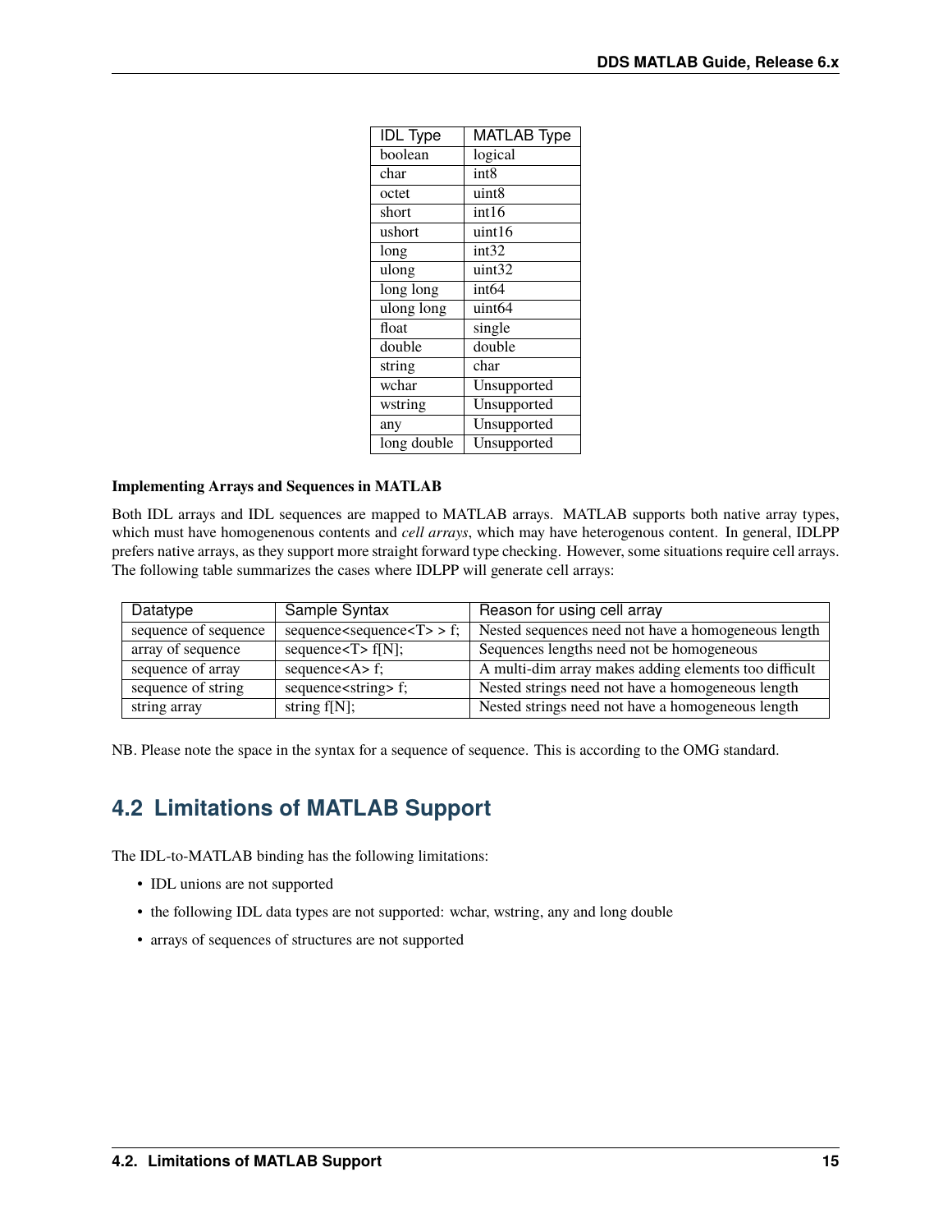| IDL Type | MATLAB Type |
|---|---|
| boolean | logical |
| char | int8 |
| octet | uint8 |
| short | int16 |
| ushort | uint16 |
| long | int32 |
| ulong | uint32 |
| long long | int64 |
| ulong long | uint64 |
| float | single |
| double | double |
| string | char |
| wchar | Unsupported |
| wstring | Unsupported |
| any | Unsupported |
| long double | Unsupported |

**Implementing Arrays and Sequences in MATLAB**

Both IDL arrays and IDL sequences are mapped to MATLAB arrays. MATLAB supports both native array types, which must have homogenenous contents and *cell arrays*, which may have heterogenous content. In general, IDLPP prefers native arrays, as they support more straight forward type checking. However, some situations require cell arrays. The following table summarizes the cases where IDLPP will generate cell arrays:

| Datatype | Sample Syntax | Reason for using cell array |
|---|---|---|
| sequence of sequence | sequence<sequence<T> > f; | Nested sequences need not have a homogeneous length |
| array of sequence | sequence<T> f[N]; | Sequences lengths need not be homogeneous |
| sequence of array | sequence<A> f; | A multi-dim array makes adding elements too difficult |
| sequence of string | sequence<string> f; | Nested strings need not have a homogeneous length |
| string array | string f[N]; | Nested strings need not have a homogeneous length |

NB. Please note the space in the syntax for a sequence of sequence. This is according to the OMG standard.

## 4.2 Limitations of MATLAB Support

The IDL-to-MATLAB binding has the following limitations:

- IDL unions are not supported
- the following IDL data types are not supported: wchar, wstring, any and long double
- arrays of sequences of structures are not supported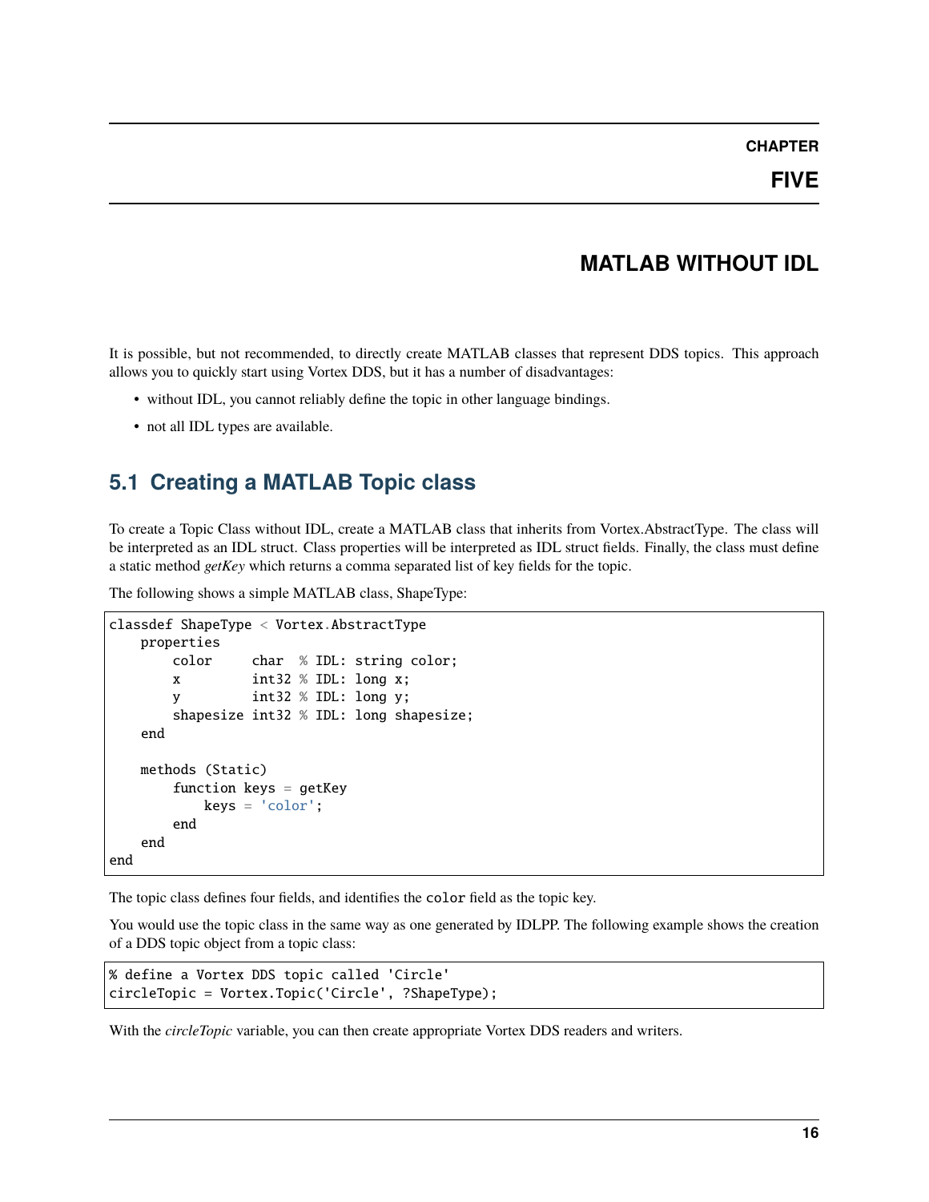# CHAPTER FIVE

# MATLAB WITHOUT IDL

It is possible, but not recommended, to directly create MATLAB classes that represent DDS topics. This approach allows you to quickly start using Vortex DDS, but it has a number of disadvantages:

- without IDL, you cannot reliably define the topic in other language bindings.
- not all IDL types are available.

## 5.1 Creating a MATLAB Topic class

To create a Topic Class without IDL, create a MATLAB class that inherits from Vortex.AbstractType. The class will be interpreted as an IDL struct. Class properties will be interpreted as IDL struct fields. Finally, the class must define a static method *getKey* which returns a comma separated list of key fields for the topic.

The following shows a simple MATLAB class, ShapeType:

```
classdef ShapeType < Vortex.AbstractType
    properties
        color     char  % IDL: string color;
        x         int32 % IDL: long x;
        y         int32 % IDL: long y;
        shapesize int32 % IDL: long shapesize;
    end

    methods (Static)
        function keys = getKey
            keys = 'color';
        end
    end
end
```

The topic class defines four fields, and identifies the `color` field as the topic key.

You would use the topic class in the same way as one generated by IDLPP. The following example shows the creation of a DDS topic object from a topic class:

```
% define a Vortex DDS topic called 'Circle'
circleTopic = Vortex.Topic('Circle', ?ShapeType);
```

With the *circleTopic* variable, you can then create appropriate Vortex DDS readers and writers.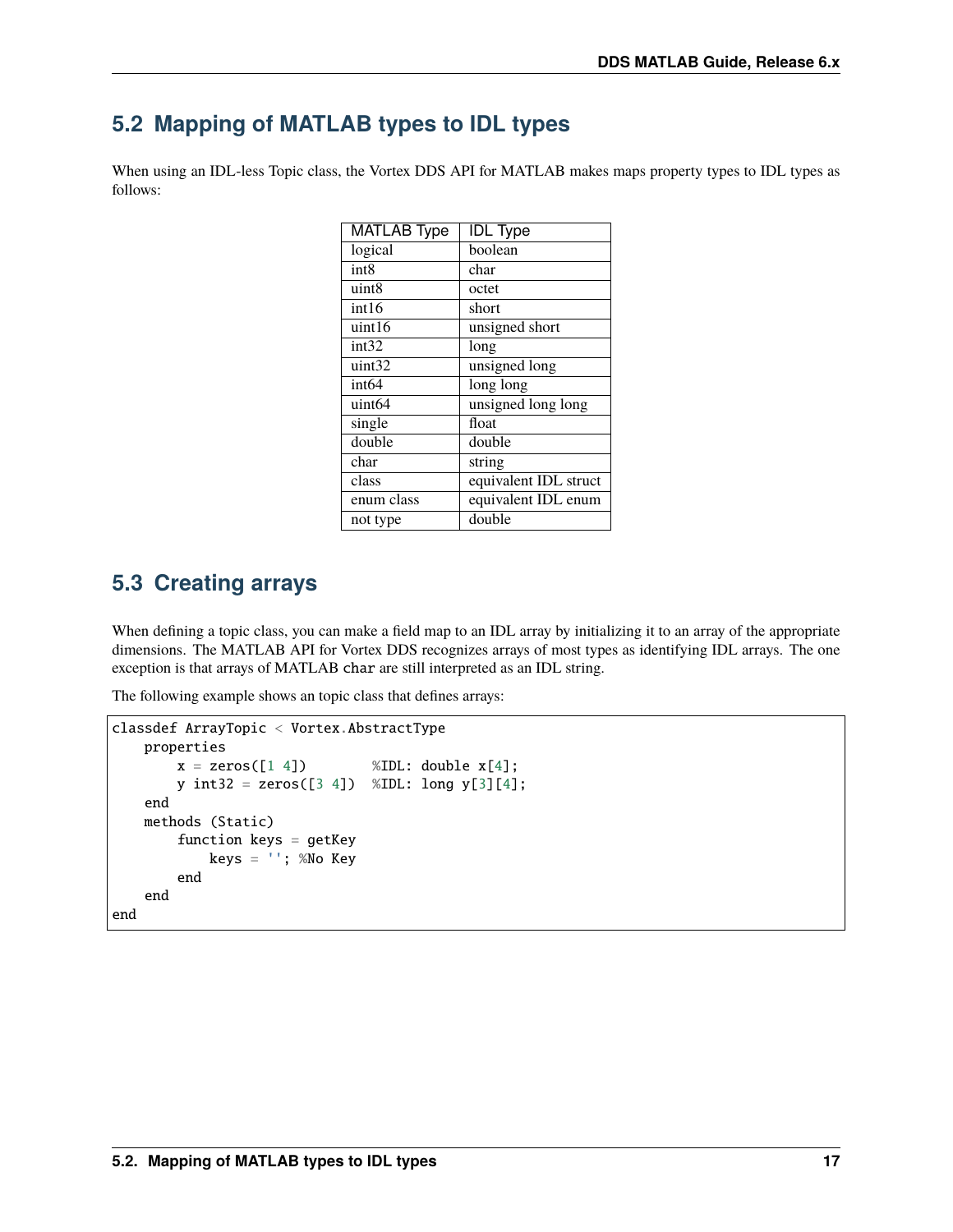## 5.2 Mapping of MATLAB types to IDL types

When using an IDL-less Topic class, the Vortex DDS API for MATLAB makes maps property types to IDL types as follows:

| MATLAB Type | IDL Type |
|---|---|
| logical | boolean |
| int8 | char |
| uint8 | octet |
| int16 | short |
| uint16 | unsigned short |
| int32 | long |
| uint32 | unsigned long |
| int64 | long long |
| uint64 | unsigned long long |
| single | float |
| double | double |
| char | string |
| class | equivalent IDL struct |
| enum class | equivalent IDL enum |
| not type | double |

## 5.3 Creating arrays

When defining a topic class, you can make a field map to an IDL array by initializing it to an array of the appropriate dimensions. The MATLAB API for Vortex DDS recognizes arrays of most types as identifying IDL arrays. The one exception is that arrays of MATLAB `char` are still interpreted as an IDL string.

The following example shows an topic class that defines arrays:

```
classdef ArrayTopic < Vortex.AbstractType
    properties
        x = zeros([1 4])        %IDL: double x[4];
        y int32 = zeros([3 4])  %IDL: long y[3][4];
    end
    methods (Static)
        function keys = getKey
            keys = ''; %No Key
        end
    end
end
```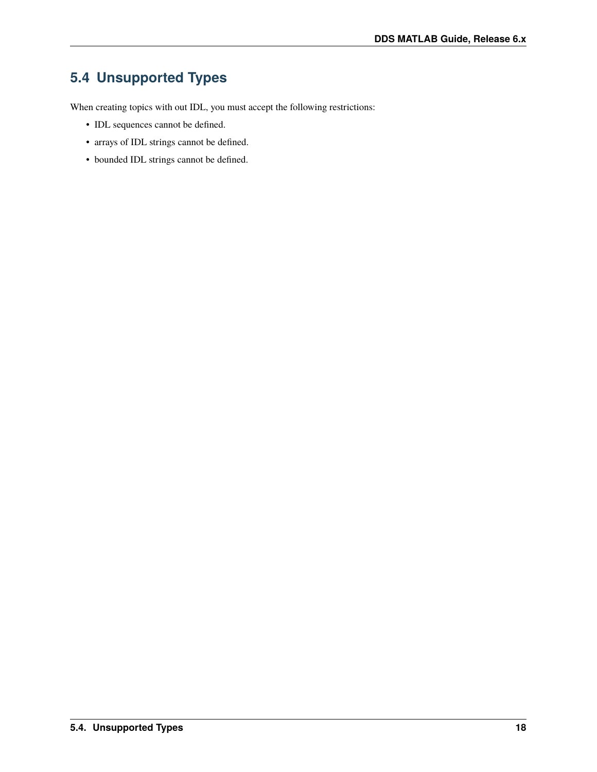## 5.4 Unsupported Types

When creating topics with out IDL, you must accept the following restrictions:

- IDL sequences cannot be defined.
- arrays of IDL strings cannot be defined.
- bounded IDL strings cannot be defined.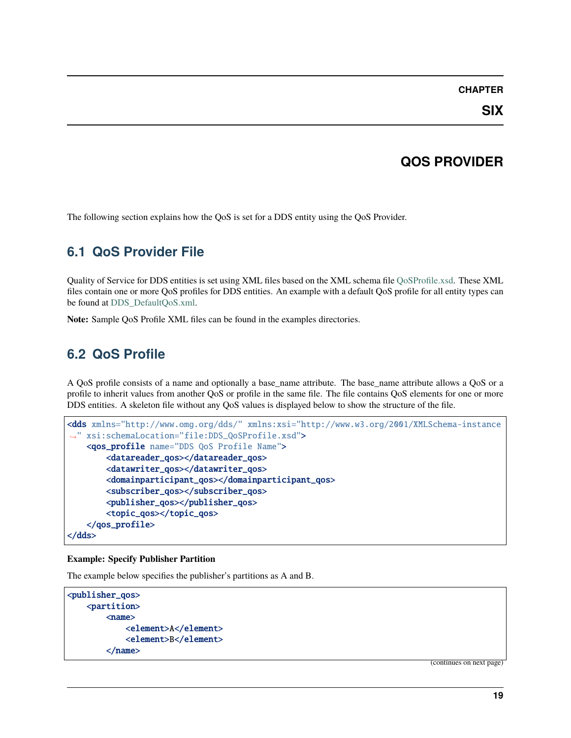# CHAPTER SIX

# QOS PROVIDER

The following section explains how the QoS is set for a DDS entity using the QoS Provider.

## 6.1 QoS Provider File

Quality of Service for DDS entities is set using XML files based on the XML schema file QoSProfile.xsd. These XML files contain one or more QoS profiles for DDS entities. An example with a default QoS profile for all entity types can be found at DDS_DefaultQoS.xml.

**Note:** Sample QoS Profile XML files can be found in the examples directories.

## 6.2 QoS Profile

A QoS profile consists of a name and optionally a base_name attribute. The base_name attribute allows a QoS or a profile to inherit values from another QoS or profile in the same file. The file contains QoS elements for one or more DDS entities. A skeleton file without any QoS values is displayed below to show the structure of the file.

```
<dds xmlns="http://www.omg.org/dds/" xmlns:xsi="http://www.w3.org/2001/XMLSchema-instance
↪" xsi:schemaLocation="file:DDS_QoSProfile.xsd">
    <qos_profile name="DDS QoS Profile Name">
        <datareader_qos></datareader_qos>
        <datawriter_qos></datawriter_qos>
        <domainparticipant_qos></domainparticipant_qos>
        <subscriber_qos></subscriber_qos>
        <publisher_qos></publisher_qos>
        <topic_qos></topic_qos>
    </qos_profile>
</dds>
```

**Example: Specify Publisher Partition**

The example below specifies the publisher's partitions as A and B.

```
<publisher_qos>
    <partition>
        <name>
            <element>A</element>
            <element>B</element>
        </name>
```

(continues on next page)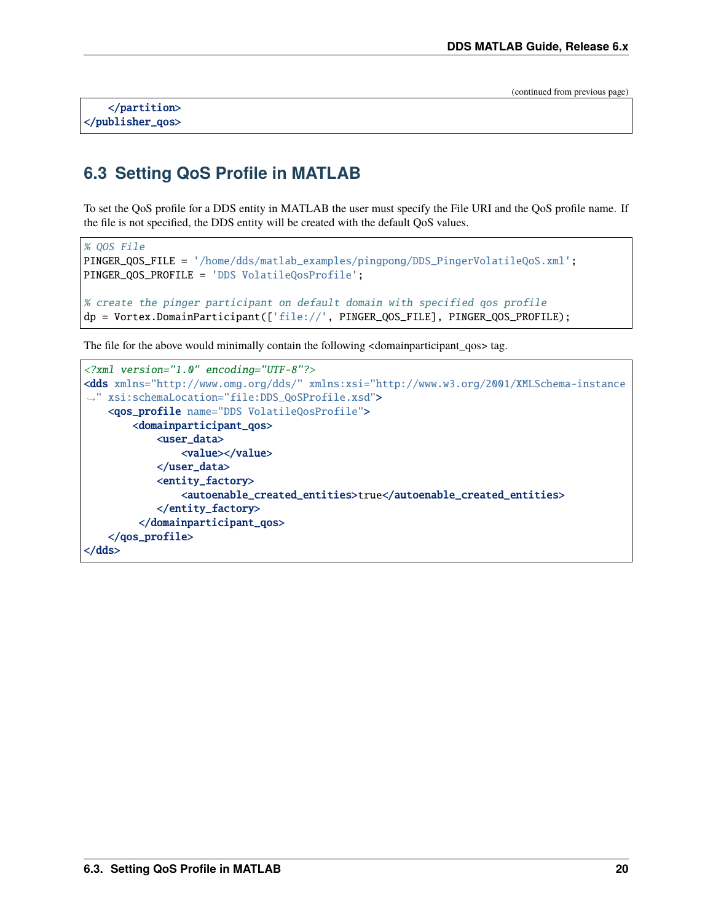```
    </partition>
</publisher_qos>
```

## 6.3 Setting QoS Profile in MATLAB

To set the QoS profile for a DDS entity in MATLAB the user must specify the File URI and the QoS profile name. If the file is not specified, the DDS entity will be created with the default QoS values.

```
% QOS File
PINGER_QOS_FILE = '/home/dds/matlab_examples/pingpong/DDS_PingerVolatileQoS.xml';
PINGER_QOS_PROFILE = 'DDS VolatileQosProfile';

% create the pinger participant on default domain with specified qos profile
dp = Vortex.DomainParticipant(['file://', PINGER_QOS_FILE], PINGER_QOS_PROFILE);
```

The file for the above would minimally contain the following <domainparticipant_qos> tag.

```
<?xml version="1.0" encoding="UTF-8"?>
<dds xmlns="http://www.omg.org/dds/" xmlns:xsi="http://www.w3.org/2001/XMLSchema-instance
↪" xsi:schemaLocation="file:DDS_QoSProfile.xsd">
    <qos_profile name="DDS VolatileQosProfile">
        <domainparticipant_qos>
            <user_data>
                <value></value>
            </user_data>
            <entity_factory>
                <autoenable_created_entities>true</autoenable_created_entities>
            </entity_factory>
         </domainparticipant_qos>
    </qos_profile>
</dds>
```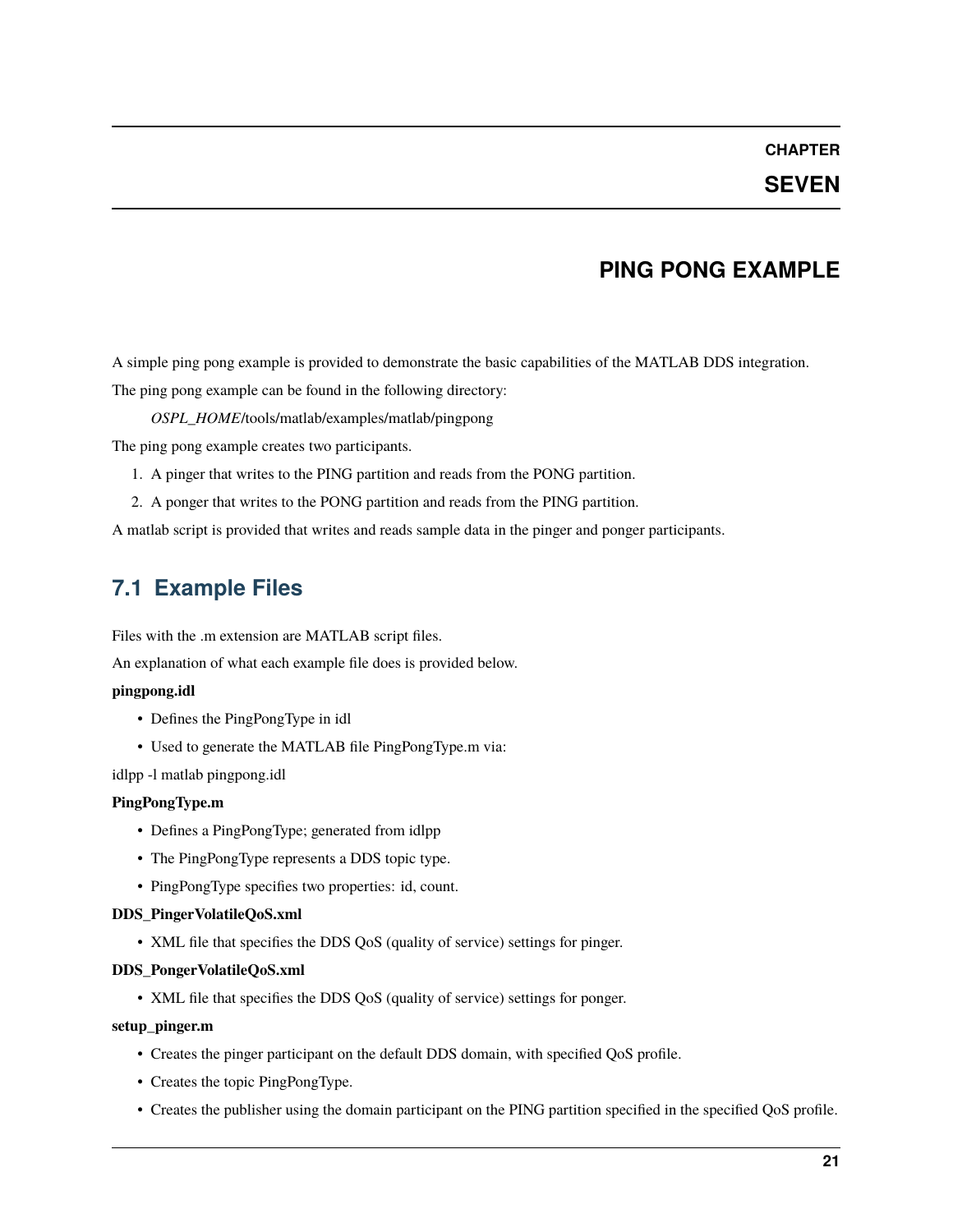# CHAPTER SEVEN

# PING PONG EXAMPLE

A simple ping pong example is provided to demonstrate the basic capabilities of the MATLAB DDS integration.

The ping pong example can be found in the following directory:

*OSPL_HOME*/tools/matlab/examples/matlab/pingpong

The ping pong example creates two participants.

1. A pinger that writes to the PING partition and reads from the PONG partition.
2. A ponger that writes to the PONG partition and reads from the PING partition.

A matlab script is provided that writes and reads sample data in the pinger and ponger participants.

## 7.1 Example Files

Files with the .m extension are MATLAB script files.

An explanation of what each example file does is provided below.

**pingpong.idl**

- Defines the PingPongType in idl
- Used to generate the MATLAB file PingPongType.m via:

idlpp -l matlab pingpong.idl

**PingPongType.m**

- Defines a PingPongType; generated from idlpp
- The PingPongType represents a DDS topic type.
- PingPongType specifies two properties: id, count.

**DDS_PingerVolatileQoS.xml**

- XML file that specifies the DDS QoS (quality of service) settings for pinger.

**DDS_PongerVolatileQoS.xml**

- XML file that specifies the DDS QoS (quality of service) settings for ponger.

**setup_pinger.m**

- Creates the pinger participant on the default DDS domain, with specified QoS profile.
- Creates the topic PingPongType.
- Creates the publisher using the domain participant on the PING partition specified in the specified QoS profile.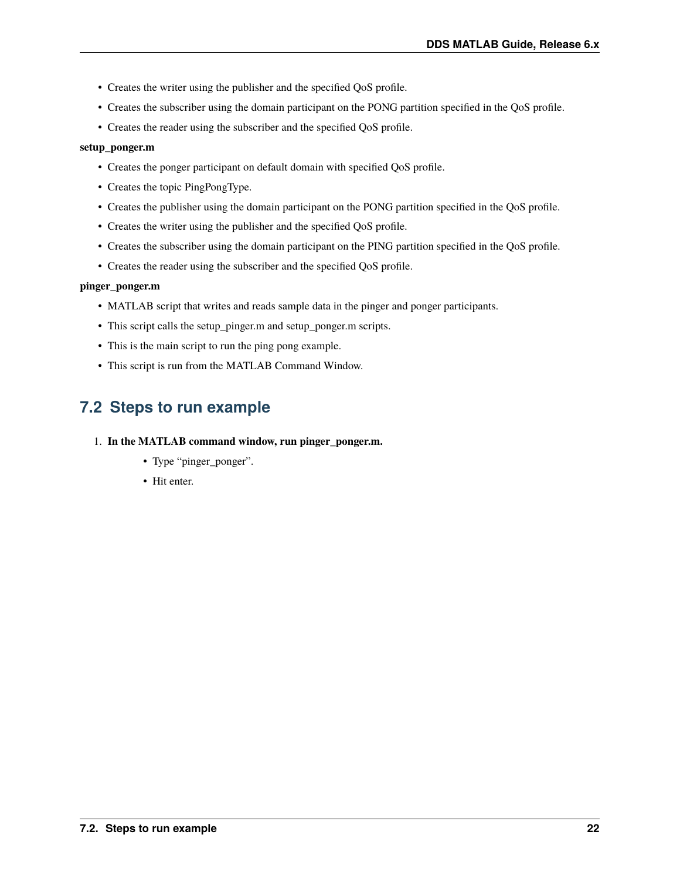- Creates the writer using the publisher and the specified QoS profile.
- Creates the subscriber using the domain participant on the PONG partition specified in the QoS profile.
- Creates the reader using the subscriber and the specified QoS profile.

**setup_ponger.m**

- Creates the ponger participant on default domain with specified QoS profile.
- Creates the topic PingPongType.
- Creates the publisher using the domain participant on the PONG partition specified in the QoS profile.
- Creates the writer using the publisher and the specified QoS profile.
- Creates the subscriber using the domain participant on the PING partition specified in the QoS profile.
- Creates the reader using the subscriber and the specified QoS profile.

**pinger_ponger.m**

- MATLAB script that writes and reads sample data in the pinger and ponger participants.
- This script calls the setup_pinger.m and setup_ponger.m scripts.
- This is the main script to run the ping pong example.
- This script is run from the MATLAB Command Window.

## 7.2 Steps to run example

1. **In the MATLAB command window, run pinger_ponger.m.**
    - Type "pinger_ponger".
    - Hit enter.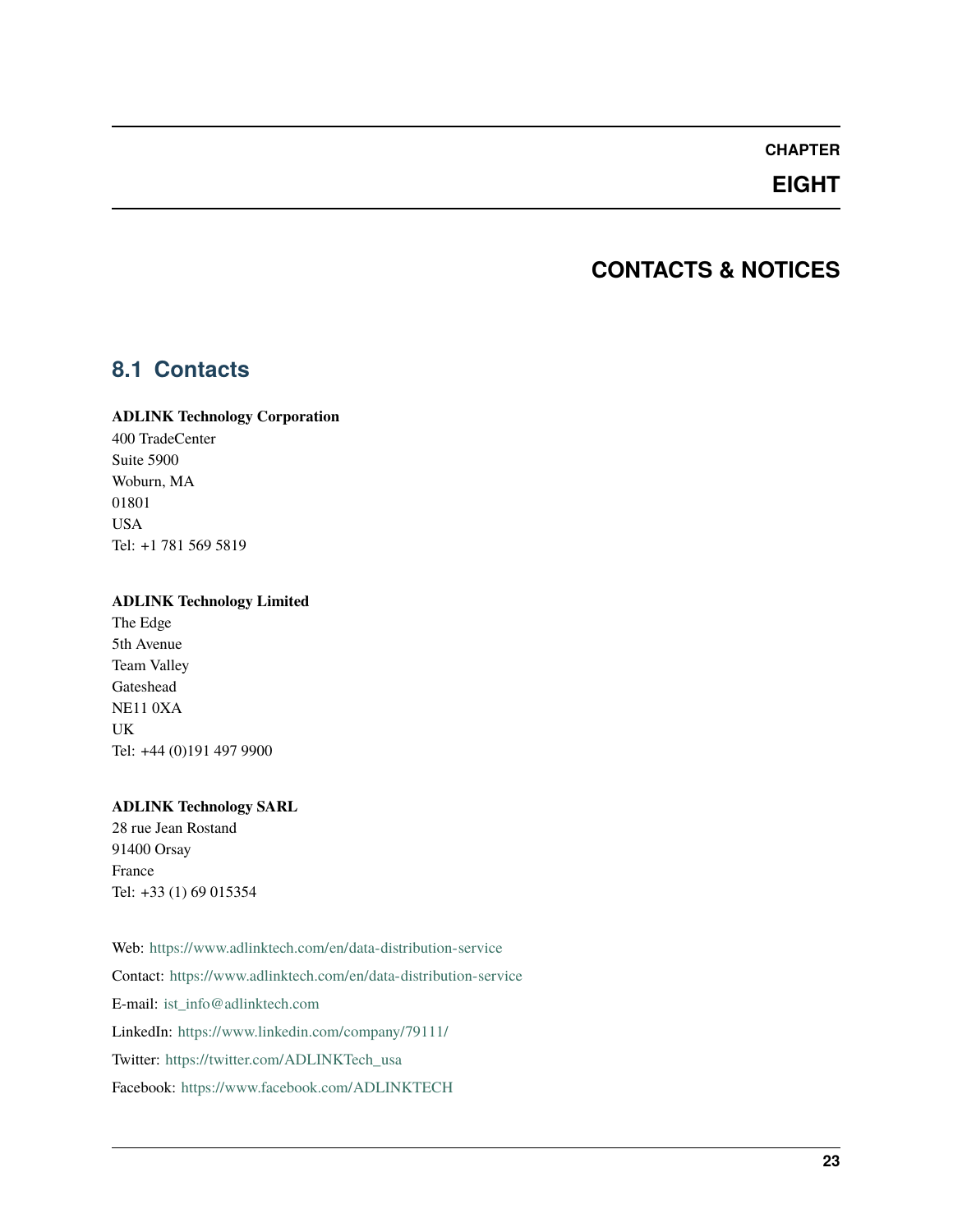# CHAPTER EIGHT

# CONTACTS & NOTICES

## 8.1 Contacts

**ADLINK Technology Corporation**
400 TradeCenter
Suite 5900
Woburn, MA
01801
USA
Tel: +1 781 569 5819

**ADLINK Technology Limited**
The Edge
5th Avenue
Team Valley
Gateshead
NE11 0XA
UK
Tel: +44 (0)191 497 9900

**ADLINK Technology SARL**
28 rue Jean Rostand
91400 Orsay
France
Tel: +33 (1) 69 015354

Web: https://www.adlinktech.com/en/data-distribution-service

Contact: https://www.adlinktech.com/en/data-distribution-service

E-mail: ist_info@adlinktech.com

LinkedIn: https://www.linkedin.com/company/79111/

Twitter: https://twitter.com/ADLINKTech_usa

Facebook: https://www.facebook.com/ADLINKTECH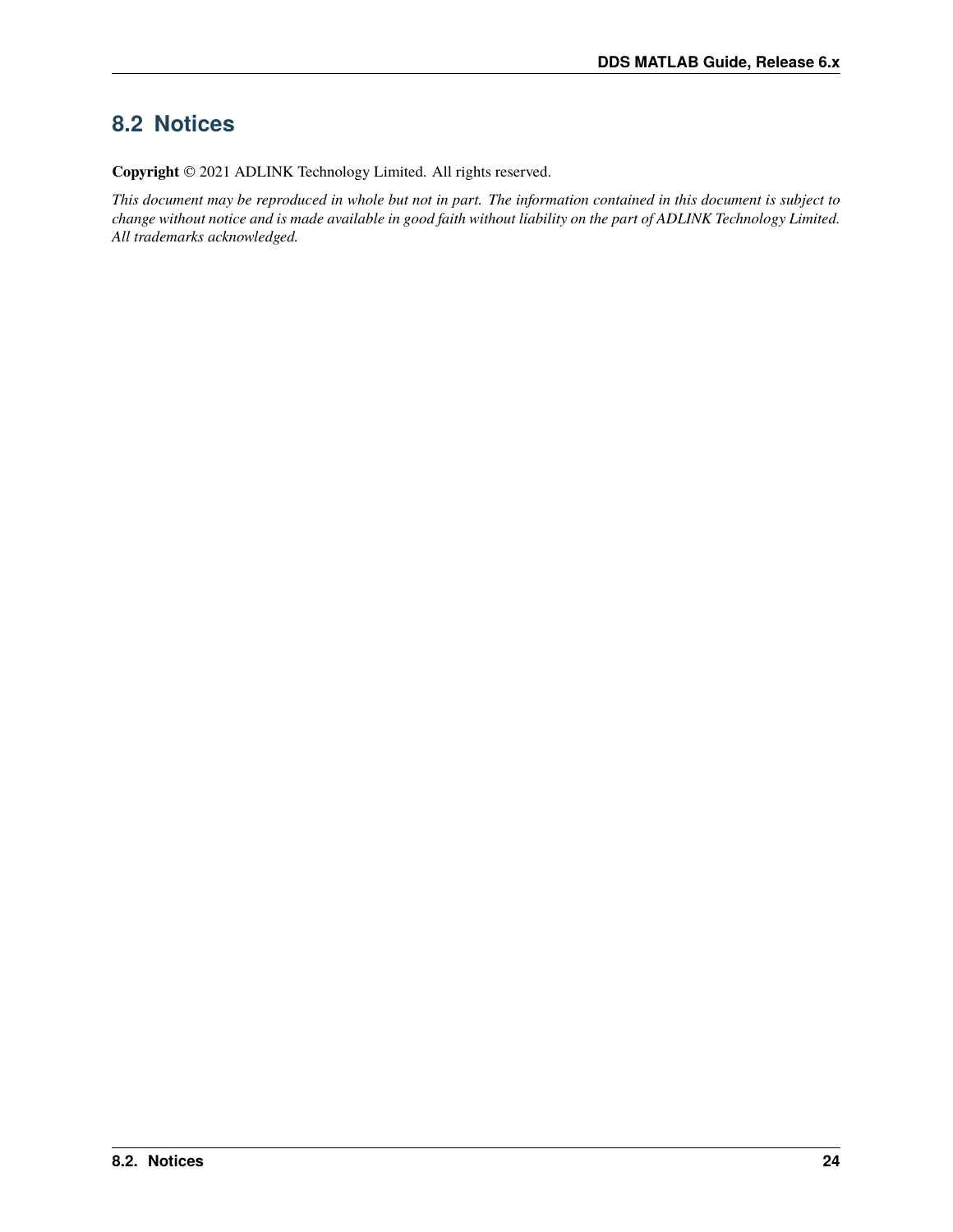## 8.2 Notices

**Copyright** © 2021 ADLINK Technology Limited. All rights reserved.

*This document may be reproduced in whole but not in part. The information contained in this document is subject to change without notice and is made available in good faith without liability on the part of ADLINK Technology Limited. All trademarks acknowledged.*